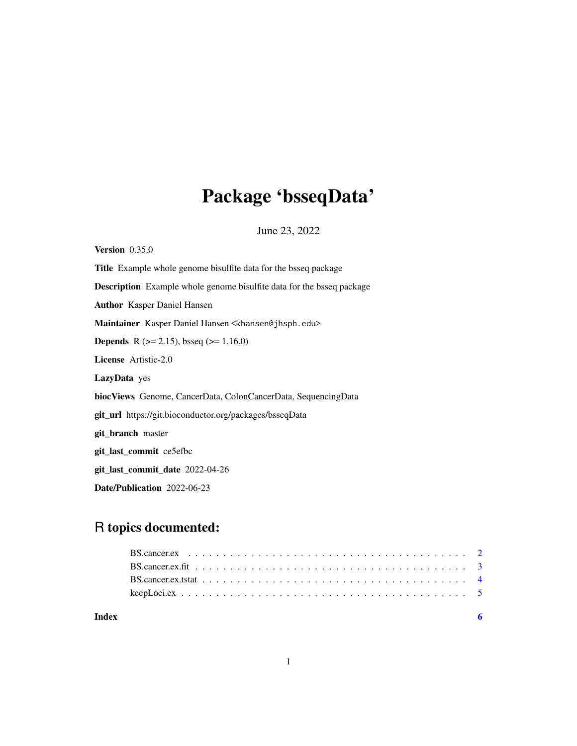# Package 'bsseqData'

June 23, 2022

**Version** 0.35.0

**Title** Example whole genome bisulfite data for the bsseq package

**Description** Example whole genome bisulfite data for the bsseq package

**Author** Kasper Daniel Hansen

**Maintainer** Kasper Daniel Hansen <khansen@jhsph.edu>

**Depends** R (>= 2.15), bsseq (>= 1.16.0)

**License** Artistic-2.0

**LazyData** yes

**biocViews** Genome, CancerData, ColonCancerData, SequencingData

**git_url** https://git.bioconductor.org/packages/bsseqData

**git_branch** master

**git_last_commit** ce5efbc

**git_last_commit_date** 2022-04-26

**Date/Publication** 2022-06-23

## R topics documented:

- BS.cancer.ex . . . . . . . . . . . . . . . . . . . . . . . . . . . . . . . . . . . . . . . 2
- BS.cancer.ex.fit . . . . . . . . . . . . . . . . . . . . . . . . . . . . . . . . . . . . . 3
- BS.cancer.ex.tstat . . . . . . . . . . . . . . . . . . . . . . . . . . . . . . . . . . . . 4
- keepLoci.ex . . . . . . . . . . . . . . . . . . . . . . . . . . . . . . . . . . . . . . . . 5

**Index** **6**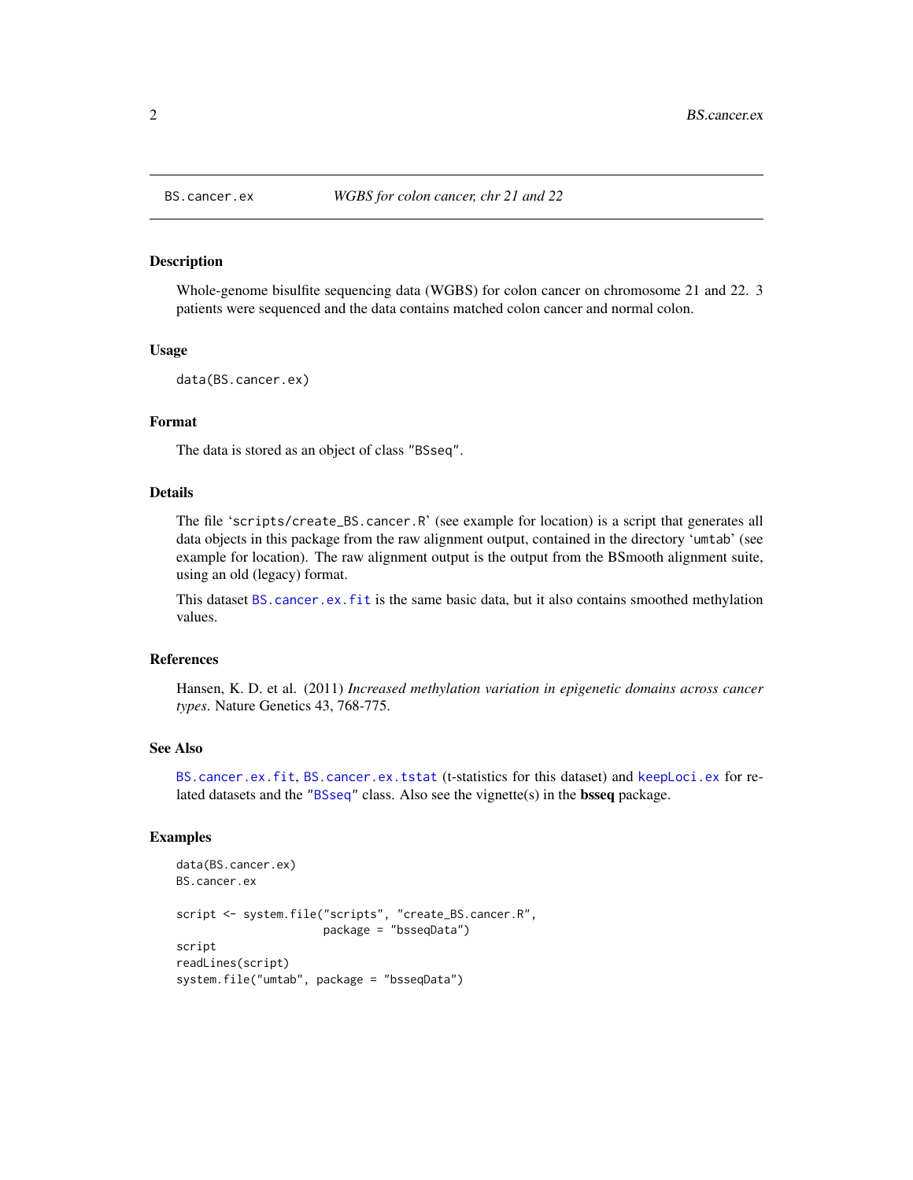BS.cancer.ex — *WGBS for colon cancer, chr 21 and 22*

## Description

Whole-genome bisulfite sequencing data (WGBS) for colon cancer on chromosome 21 and 22. 3 patients were sequenced and the data contains matched colon cancer and normal colon.

## Usage

```
data(BS.cancer.ex)
```

## Format

The data is stored as an object of class "BSseq".

## Details

The file 'scripts/create_BS.cancer.R' (see example for location) is a script that generates all data objects in this package from the raw alignment output, contained in the directory 'umtab' (see example for location). The raw alignment output is the output from the BSmooth alignment suite, using an old (legacy) format.

This dataset BS.cancer.ex.fit is the same basic data, but it also contains smoothed methylation values.

## References

Hansen, K. D. et al. (2011) *Increased methylation variation in epigenetic domains across cancer types*. Nature Genetics 43, 768-775.

## See Also

BS.cancer.ex.fit, BS.cancer.ex.tstat (t-statistics for this dataset) and keepLoci.ex for related datasets and the "BSseq" class. Also see the vignette(s) in the **bsseq** package.

## Examples

```
data(BS.cancer.ex)
BS.cancer.ex

script <- system.file("scripts", "create_BS.cancer.R",
                      package = "bsseqData")
script
readLines(script)
system.file("umtab", package = "bsseqData")
```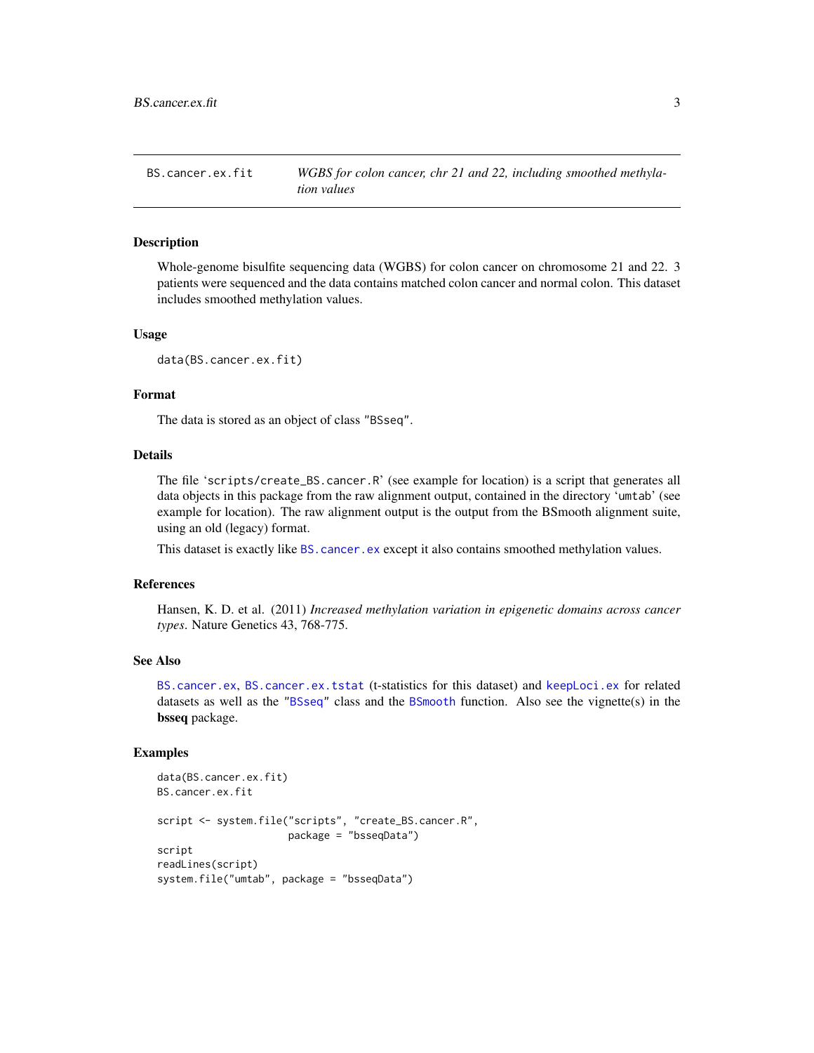## BS.cancer.ex.fit — *WGBS for colon cancer, chr 21 and 22, including smoothed methylation values*

### Description

Whole-genome bisulfite sequencing data (WGBS) for colon cancer on chromosome 21 and 22. 3 patients were sequenced and the data contains matched colon cancer and normal colon. This dataset includes smoothed methylation values.

### Usage

```
data(BS.cancer.ex.fit)
```

### Format

The data is stored as an object of class "BSseq".

### Details

The file 'scripts/create_BS.cancer.R' (see example for location) is a script that generates all data objects in this package from the raw alignment output, contained in the directory 'umtab' (see example for location). The raw alignment output is the output from the BSmooth alignment suite, using an old (legacy) format.

This dataset is exactly like BS.cancer.ex except it also contains smoothed methylation values.

### References

Hansen, K. D. et al. (2011) *Increased methylation variation in epigenetic domains across cancer types*. Nature Genetics 43, 768-775.

### See Also

BS.cancer.ex, BS.cancer.ex.tstat (t-statistics for this dataset) and keepLoci.ex for related datasets as well as the "BSseq" class and the BSmooth function. Also see the vignette(s) in the **bsseq** package.

### Examples

```
data(BS.cancer.ex.fit)
BS.cancer.ex.fit

script <- system.file("scripts", "create_BS.cancer.R",
                      package = "bsseqData")
script
readLines(script)
system.file("umtab", package = "bsseqData")
```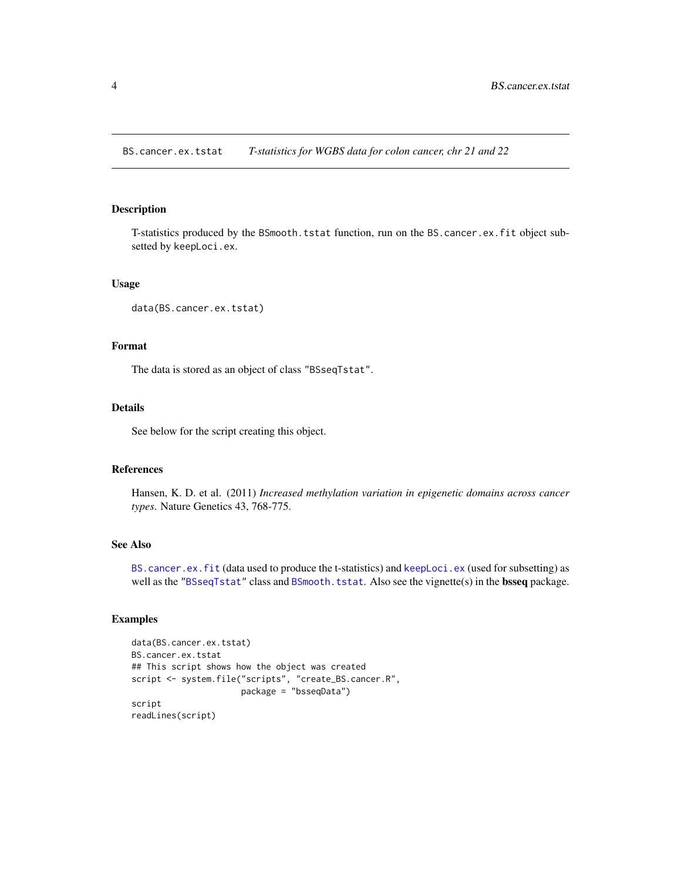## BS.cancer.ex.tstat — *T-statistics for WGBS data for colon cancer, chr 21 and 22*

### Description

T-statistics produced by the `BSmooth.tstat` function, run on the `BS.cancer.ex.fit` object subsetted by `keepLoci.ex`.

### Usage

```
data(BS.cancer.ex.tstat)
```

### Format

The data is stored as an object of class `"BSseqTstat"`.

### Details

See below for the script creating this object.

### References

Hansen, K. D. et al. (2011) *Increased methylation variation in epigenetic domains across cancer types*. Nature Genetics 43, 768-775.

### See Also

`BS.cancer.ex.fit` (data used to produce the t-statistics) and `keepLoci.ex` (used for subsetting) as well as the `"BSseqTstat"` class and `BSmooth.tstat`. Also see the vignette(s) in the **bsseq** package.

### Examples

```
data(BS.cancer.ex.tstat)
BS.cancer.ex.tstat
## This script shows how the object was created
script <- system.file("scripts", "create_BS.cancer.R",
                      package = "bsseqData")
script
readLines(script)
```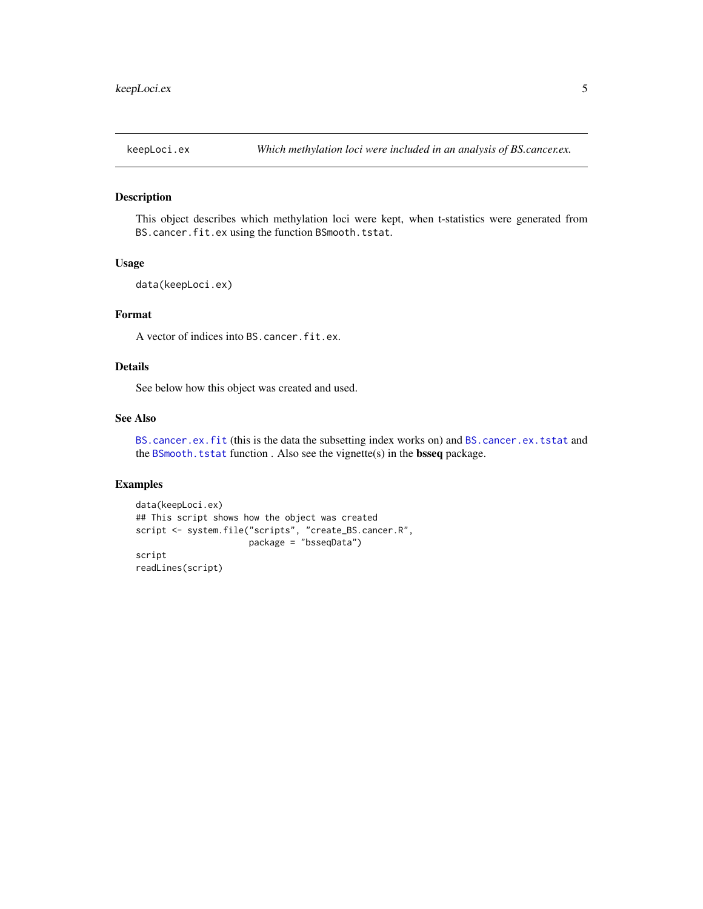keepLoci.ex — *Which methylation loci were included in an analysis of BS.cancer.ex.*

## Description

This object describes which methylation loci were kept, when t-statistics were generated from `BS.cancer.fit.ex` using the function `BSmooth.tstat`.

## Usage

```
data(keepLoci.ex)
```

## Format

A vector of indices into `BS.cancer.fit.ex`.

## Details

See below how this object was created and used.

## See Also

`BS.cancer.ex.fit` (this is the data the subsetting index works on) and `BS.cancer.ex.tstat` and the `BSmooth.tstat` function . Also see the vignette(s) in the **bsseq** package.

## Examples

```
data(keepLoci.ex)
## This script shows how the object was created
script <- system.file("scripts", "create_BS.cancer.R",
                      package = "bsseqData")
script
readLines(script)
```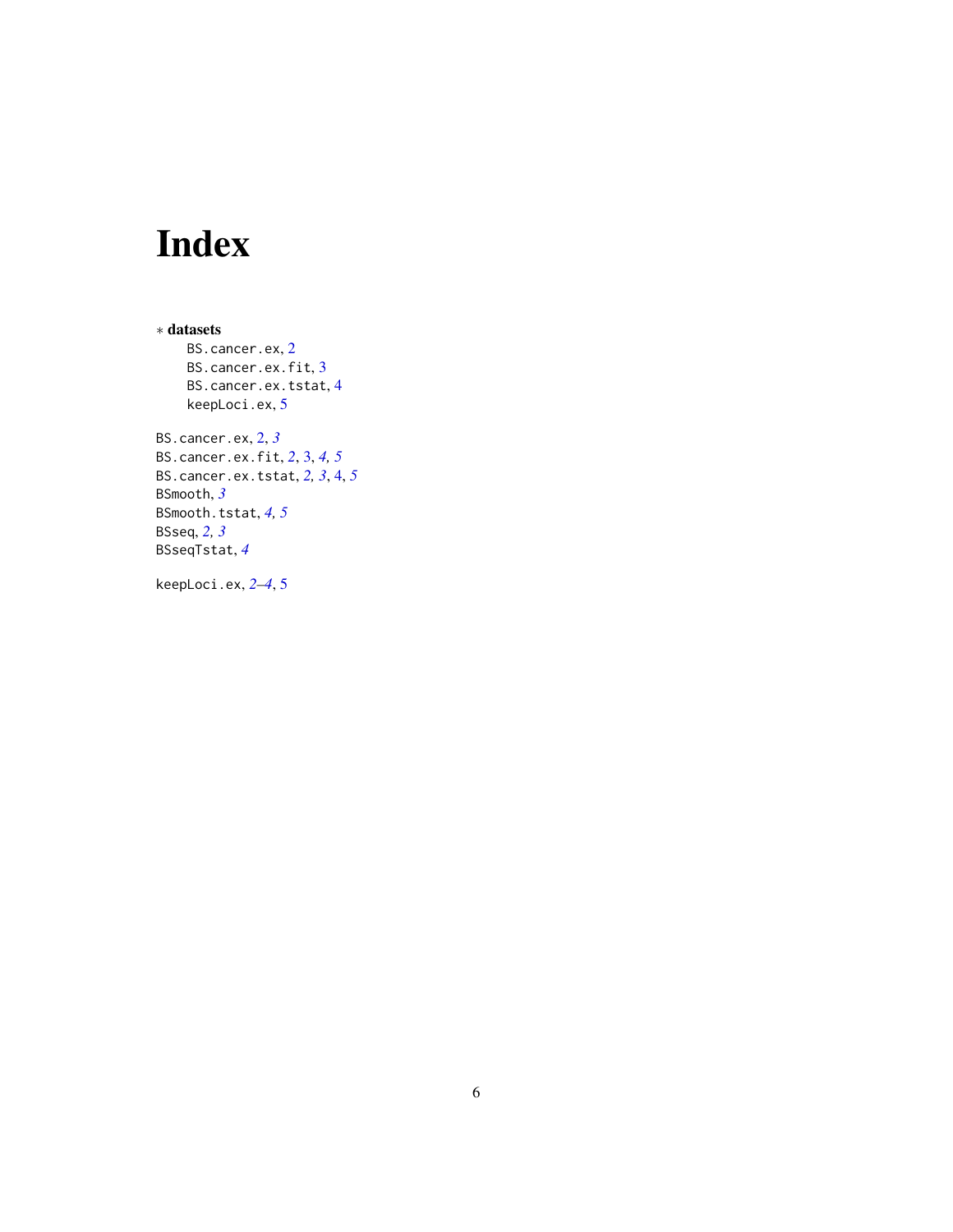# Index

∗ **datasets**

BS.cancer.ex, 2
BS.cancer.ex.fit, 3
BS.cancer.ex.tstat, 4
keepLoci.ex, 5

BS.cancer.ex, 2, *3*
BS.cancer.ex.fit, *2*, 3, *4, 5*
BS.cancer.ex.tstat, *2, 3*, 4, *5*
BSmooth, *3*
BSmooth.tstat, *4, 5*
BSseq, *2, 3*
BSseqTstat, *4*

keepLoci.ex, *2–4*, 5